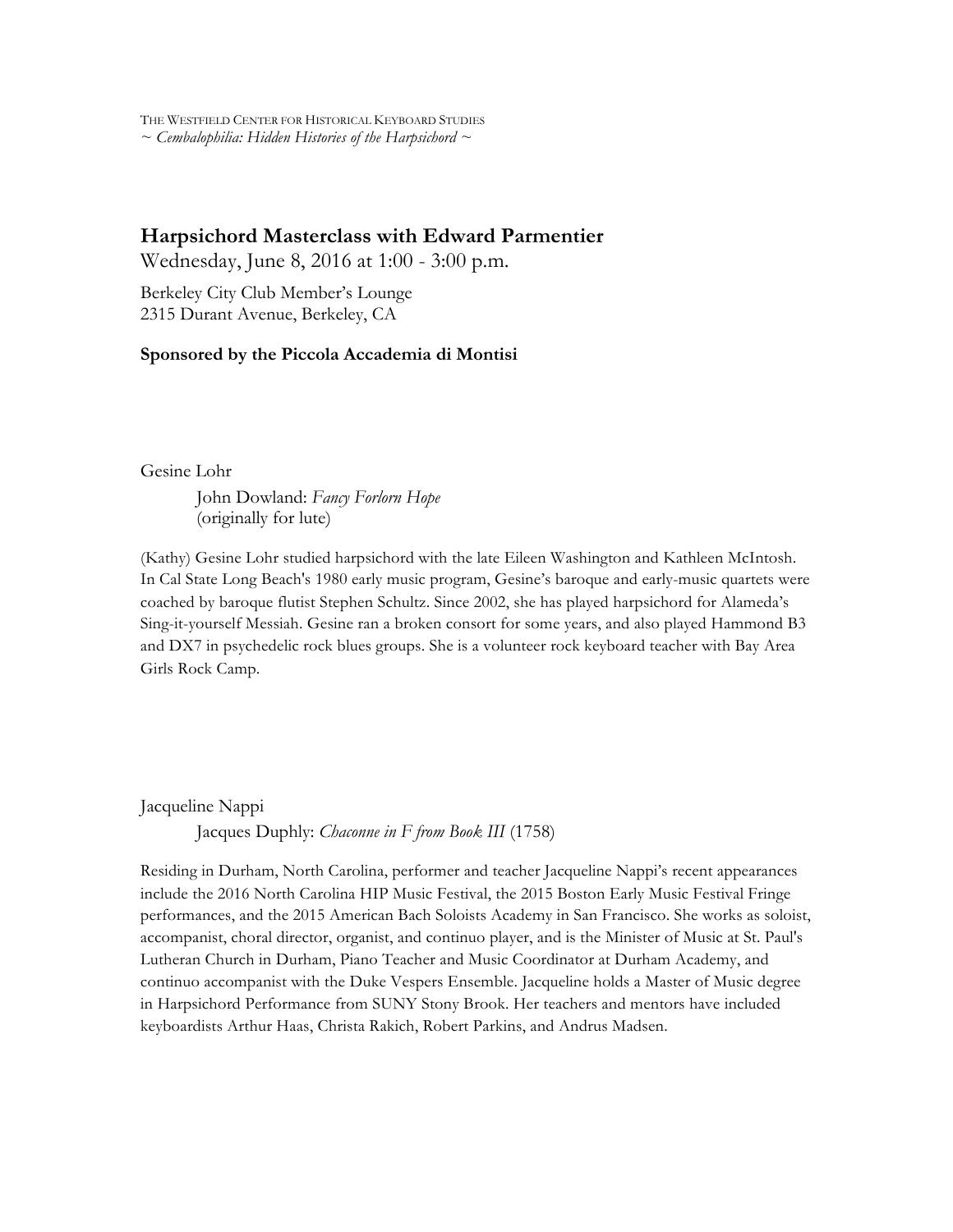THE WESTFIELD CENTER FOR HISTORICAL KEYBOARD STUDIES
*~ Cembalophilia: Hidden Histories of the Harpsichord ~*

## Harpsichord Masterclass with Edward Parmentier

Wednesday, June 8, 2016 at 1:00 - 3:00 p.m.

Berkeley City Club Member's Lounge
2315 Durant Avenue, Berkeley, CA

**Sponsored by the Piccola Accademia di Montisi**

Gesine Lohr

John Dowland: *Fancy Forlorn Hope*
(originally for lute)

(Kathy) Gesine Lohr studied harpsichord with the late Eileen Washington and Kathleen McIntosh. In Cal State Long Beach's 1980 early music program, Gesine's baroque and early-music quartets were coached by baroque flutist Stephen Schultz. Since 2002, she has played harpsichord for Alameda's Sing-it-yourself Messiah. Gesine ran a broken consort for some years, and also played Hammond B3 and DX7 in psychedelic rock blues groups. She is a volunteer rock keyboard teacher with Bay Area Girls Rock Camp.

Jacqueline Nappi

Jacques Duphly: *Chaconne in F from Book III* (1758)

Residing in Durham, North Carolina, performer and teacher Jacqueline Nappi's recent appearances include the 2016 North Carolina HIP Music Festival, the 2015 Boston Early Music Festival Fringe performances, and the 2015 American Bach Soloists Academy in San Francisco. She works as soloist, accompanist, choral director, organist, and continuo player, and is the Minister of Music at St. Paul's Lutheran Church in Durham, Piano Teacher and Music Coordinator at Durham Academy, and continuo accompanist with the Duke Vespers Ensemble. Jacqueline holds a Master of Music degree in Harpsichord Performance from SUNY Stony Brook. Her teachers and mentors have included keyboardists Arthur Haas, Christa Rakich, Robert Parkins, and Andrus Madsen.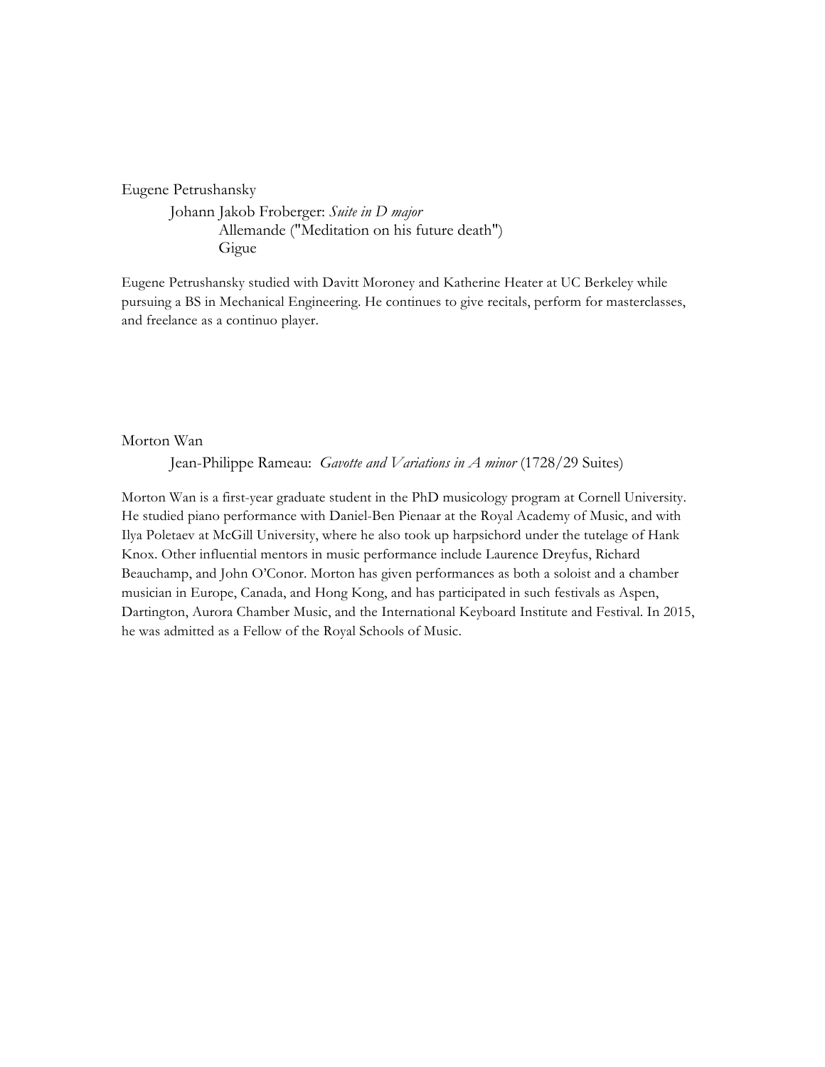Eugene Petrushansky

Johann Jakob Froberger: *Suite in D major*

Allemande ("Meditation on his future death")

Gigue

Eugene Petrushansky studied with Davitt Moroney and Katherine Heater at UC Berkeley while pursuing a BS in Mechanical Engineering. He continues to give recitals, perform for masterclasses, and freelance as a continuo player.

Morton Wan

Jean-Philippe Rameau: *Gavotte and Variations in A minor* (1728/29 Suites)

Morton Wan is a first-year graduate student in the PhD musicology program at Cornell University. He studied piano performance with Daniel-Ben Pienaar at the Royal Academy of Music, and with Ilya Poletaev at McGill University, where he also took up harpsichord under the tutelage of Hank Knox. Other influential mentors in music performance include Laurence Dreyfus, Richard Beauchamp, and John O'Conor. Morton has given performances as both a soloist and a chamber musician in Europe, Canada, and Hong Kong, and has participated in such festivals as Aspen, Dartington, Aurora Chamber Music, and the International Keyboard Institute and Festival. In 2015, he was admitted as a Fellow of the Royal Schools of Music.